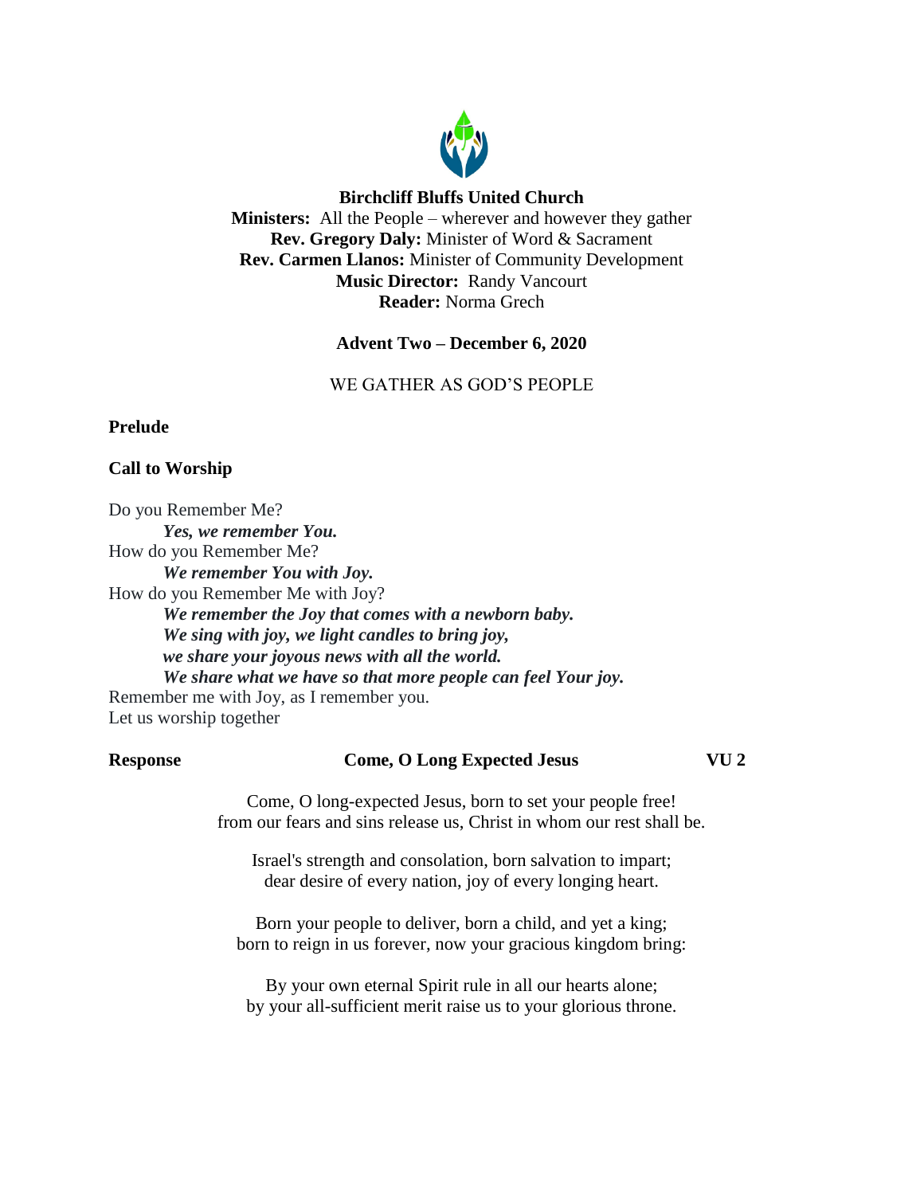**Birchcliff Bluffs United Church**
**Ministers:** All the People – wherever and however they gather
**Rev. Gregory Daly:** Minister of Word & Sacrament
**Rev. Carmen Llanos:** Minister of Community Development
**Music Director:** Randy Vancourt
**Reader:** Norma Grech

**Advent Two – December 6, 2020**

WE GATHER AS GOD'S PEOPLE

**Prelude**

**Call to Worship**

Do you Remember Me?
***Yes, we remember You.***
How do you Remember Me?
***We remember You with Joy.***
How do you Remember Me with Joy?
***We remember the Joy that comes with a newborn baby.***
***We sing with joy, we light candles to bring joy,***
***we share your joyous news with all the world.***
***We share what we have so that more people can feel Your joy.***
Remember me with Joy, as I remember you.
Let us worship together

**Response** **Come, O Long Expected Jesus** **VU 2**

Come, O long-expected Jesus, born to set your people free!
from our fears and sins release us, Christ in whom our rest shall be.

Israel's strength and consolation, born salvation to impart;
dear desire of every nation, joy of every longing heart.

Born your people to deliver, born a child, and yet a king;
born to reign in us forever, now your gracious kingdom bring:

By your own eternal Spirit rule in all our hearts alone;
by your all-sufficient merit raise us to your glorious throne.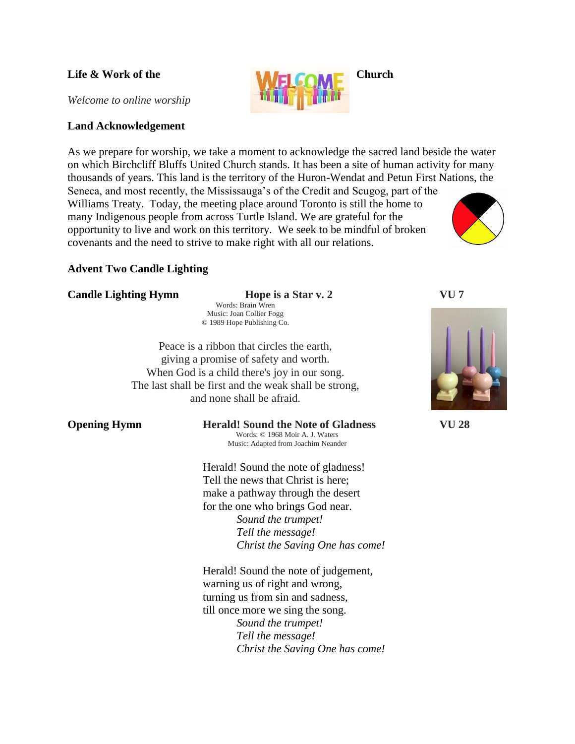**Life & Work of the Church**

*Welcome to online worship*

**Land Acknowledgement**

As we prepare for worship, we take a moment to acknowledge the sacred land beside the water on which Birchcliff Bluffs United Church stands. It has been a site of human activity for many thousands of years. This land is the territory of the Huron-Wendat and Petun First Nations, the Seneca, and most recently, the Mississauga's of the Credit and Scugog, part of the Williams Treaty. Today, the meeting place around Toronto is still the home to many Indigenous people from across Turtle Island. We are grateful for the opportunity to live and work on this territory. We seek to be mindful of broken covenants and the need to strive to make right with all our relations.

**Advent Two Candle Lighting**

**Candle Lighting Hymn** — **Hope is a Star v. 2** — **VU 7**

Words: Brain Wren
Music: Joan Collier Fogg
© 1989 Hope Publishing Co.

Peace is a ribbon that circles the earth,
giving a promise of safety and worth.
When God is a child there's joy in our song.
The last shall be first and the weak shall be strong,
and none shall be afraid.

**Opening Hymn** — **Herald! Sound the Note of Gladness** — **VU 28**

Words: © 1968 Moir A. J. Waters
Music: Adapted from Joachim Neander

Herald! Sound the note of gladness!
Tell the news that Christ is here;
make a pathway through the desert
for the one who brings God near.
*Sound the trumpet!*
*Tell the message!*
*Christ the Saving One has come!*

Herald! Sound the note of judgement,
warning us of right and wrong,
turning us from sin and sadness,
till once more we sing the song.
*Sound the trumpet!*
*Tell the message!*
*Christ the Saving One has come!*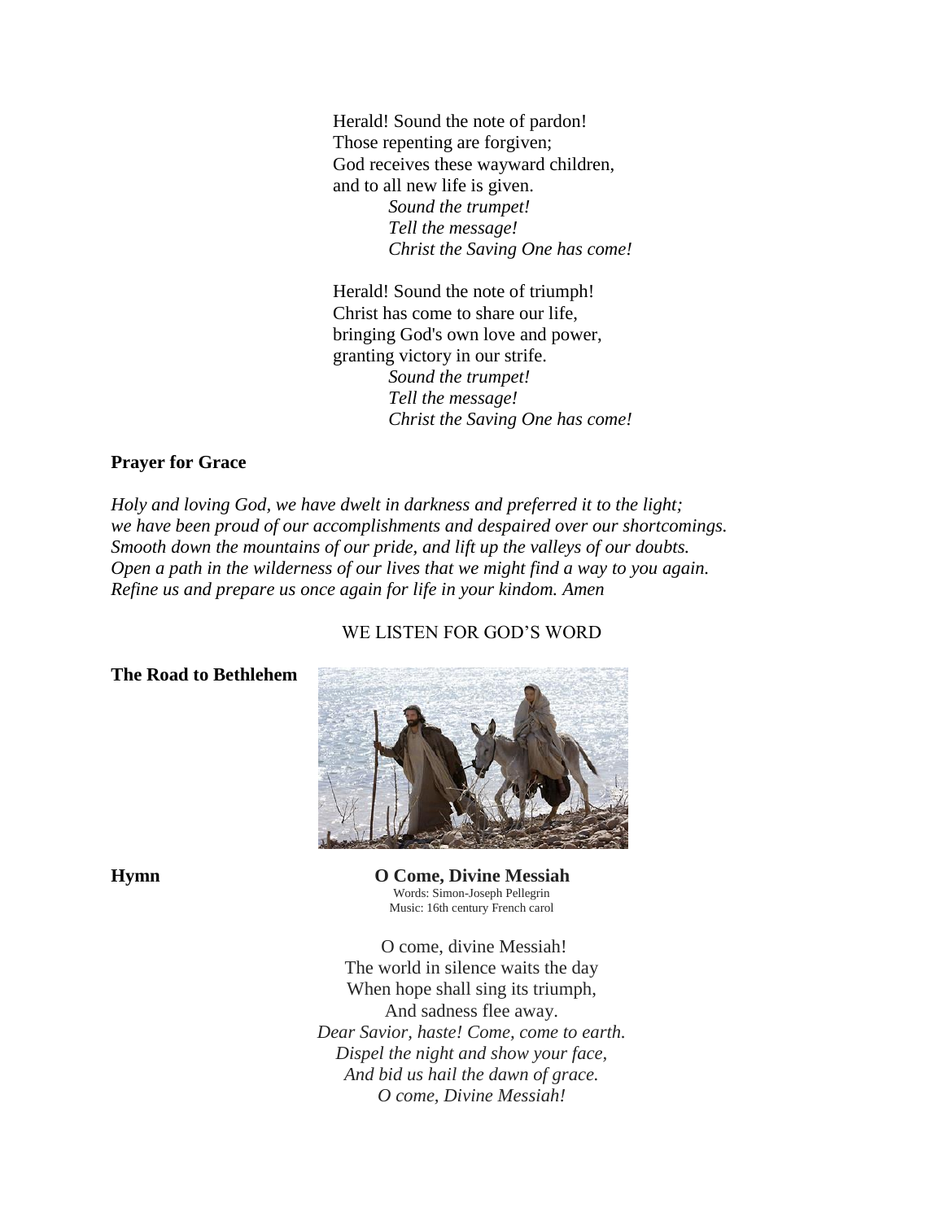Herald! Sound the note of pardon!
Those repenting are forgiven;
God receives these wayward children,
and to all new life is given.
*Sound the trumpet!*
*Tell the message!*
*Christ the Saving One has come!*

Herald! Sound the note of triumph!
Christ has come to share our life,
bringing God's own love and power,
granting victory in our strife.
*Sound the trumpet!*
*Tell the message!*
*Christ the Saving One has come!*

**Prayer for Grace**

*Holy and loving God, we have dwelt in darkness and preferred it to the light;*
*we have been proud of our accomplishments and despaired over our shortcomings.*
*Smooth down the mountains of our pride, and lift up the valleys of our doubts.*
*Open a path in the wilderness of our lives that we might find a way to you again.*
*Refine us and prepare us once again for life in your kindom. Amen*

WE LISTEN FOR GOD'S WORD

**The Road to Bethlehem**

**Hymn** **O Come, Divine Messiah**
Words: Simon-Joseph Pellegrin
Music: 16th century French carol

O come, divine Messiah!
The world in silence waits the day
When hope shall sing its triumph,
And sadness flee away.
*Dear Savior, haste! Come, come to earth.*
*Dispel the night and show your face,*
*And bid us hail the dawn of grace.*
*O come, Divine Messiah!*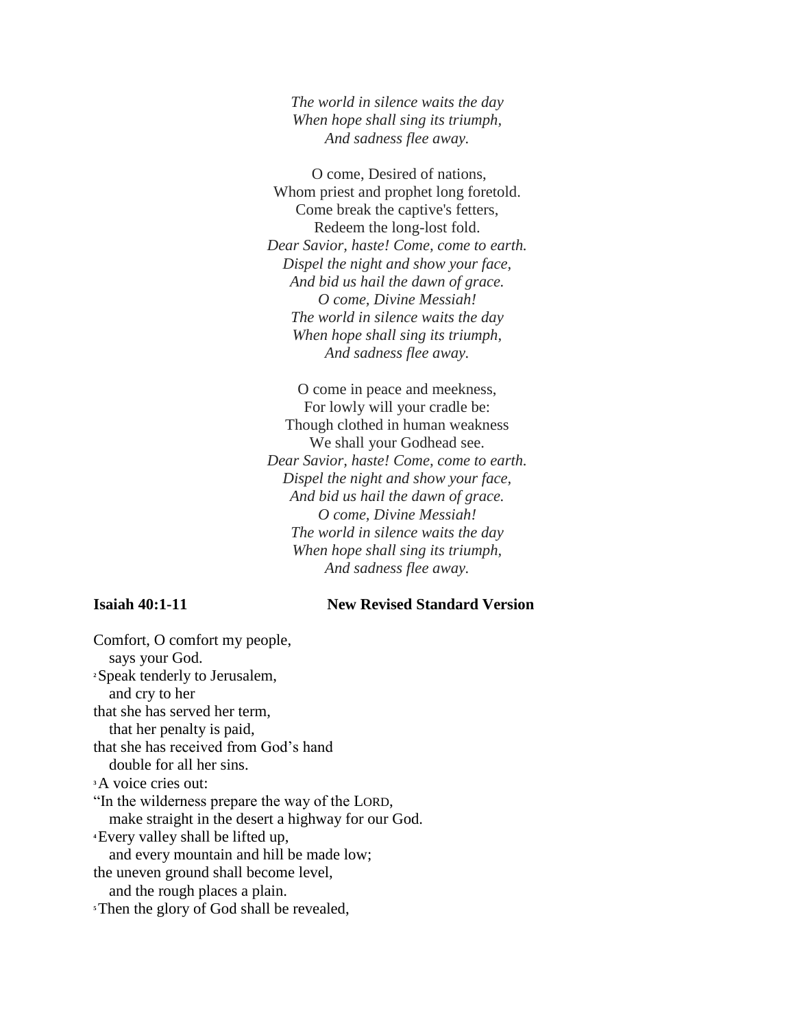*The world in silence waits the day*
*When hope shall sing its triumph,*
*And sadness flee away.*

O come, Desired of nations,
Whom priest and prophet long foretold.
Come break the captive's fetters,
Redeem the long-lost fold.
*Dear Savior, haste! Come, come to earth.*
*Dispel the night and show your face,*
*And bid us hail the dawn of grace.*
*O come, Divine Messiah!*
*The world in silence waits the day*
*When hope shall sing its triumph,*
*And sadness flee away.*

O come in peace and meekness,
For lowly will your cradle be:
Though clothed in human weakness
We shall your Godhead see.
*Dear Savior, haste! Come, come to earth.*
*Dispel the night and show your face,*
*And bid us hail the dawn of grace.*
*O come, Divine Messiah!*
*The world in silence waits the day*
*When hope shall sing its triumph,*
*And sadness flee away.*

**Isaiah 40:1-11** **New Revised Standard Version**

Comfort, O comfort my people,
   says your God.
[2] Speak tenderly to Jerusalem,
   and cry to her
that she has served her term,
   that her penalty is paid,
that she has received from God's hand
   double for all her sins.
[3] A voice cries out:
"In the wilderness prepare the way of the LORD,
   make straight in the desert a highway for our God.
[4] Every valley shall be lifted up,
   and every mountain and hill be made low;
the uneven ground shall become level,
   and the rough places a plain.
[5] Then the glory of God shall be revealed,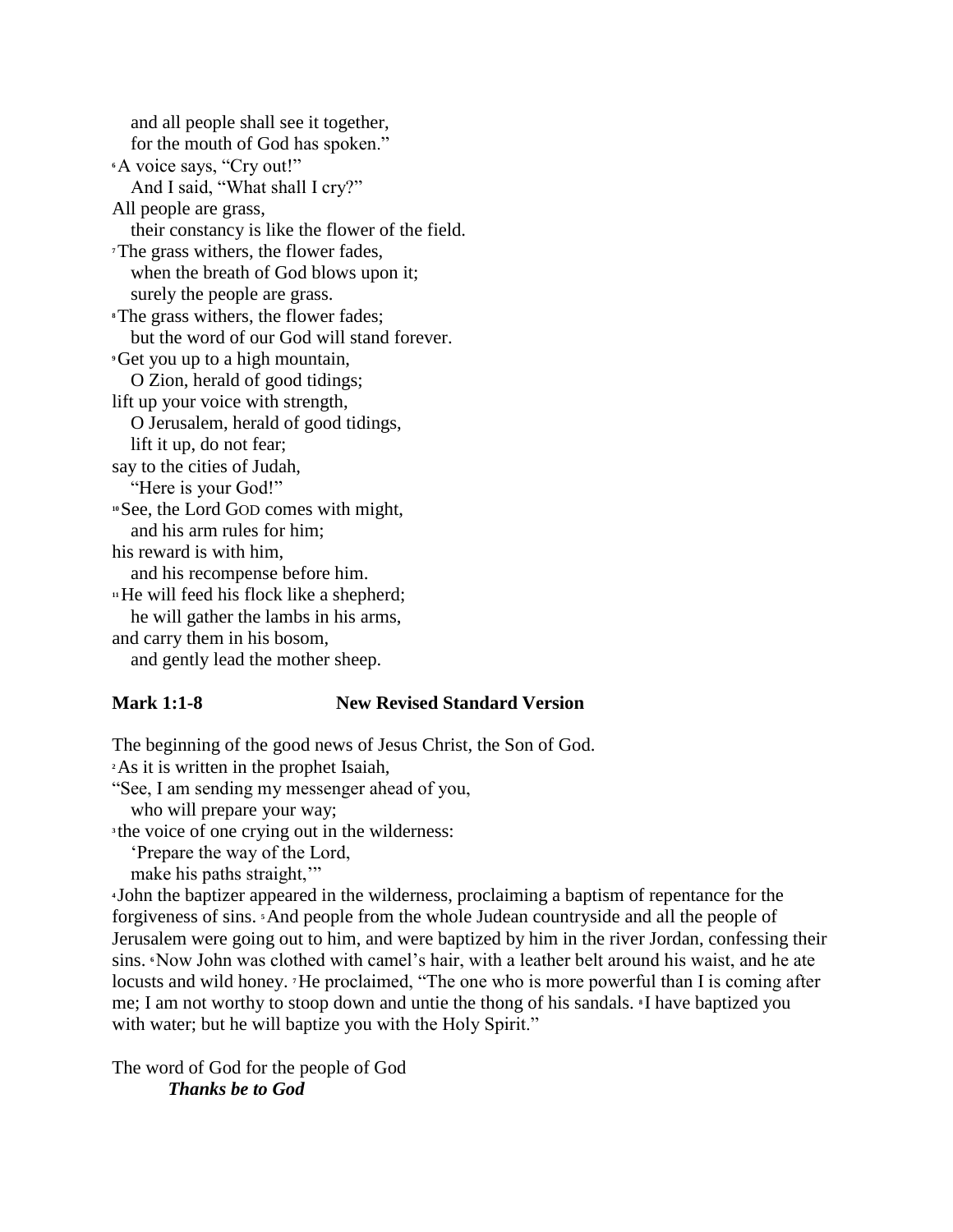and all people shall see it together,
for the mouth of God has spoken."

[6] A voice says, "Cry out!"
And I said, "What shall I cry?"
All people are grass,
their constancy is like the flower of the field.
[7] The grass withers, the flower fades,
when the breath of God blows upon it;
surely the people are grass.
[8] The grass withers, the flower fades;
but the word of our God will stand forever.
[9] Get you up to a high mountain,
O Zion, herald of good tidings;
lift up your voice with strength,
O Jerusalem, herald of good tidings,
lift it up, do not fear;
say to the cities of Judah,
"Here is your God!"
[10] See, the Lord GOD comes with might,
and his arm rules for him;
his reward is with him,
and his recompense before him.
[11] He will feed his flock like a shepherd;
he will gather the lambs in his arms,
and carry them in his bosom,
and gently lead the mother sheep.

**Mark 1:1-8 New Revised Standard Version**

The beginning of the good news of Jesus Christ, the Son of God.
[2] As it is written in the prophet Isaiah,
"See, I am sending my messenger ahead of you,
who will prepare your way;
[3] the voice of one crying out in the wilderness:
'Prepare the way of the Lord,
make his paths straight,'"
[4] John the baptizer appeared in the wilderness, proclaiming a baptism of repentance for the forgiveness of sins. [5] And people from the whole Judean countryside and all the people of Jerusalem were going out to him, and were baptized by him in the river Jordan, confessing their sins. [6] Now John was clothed with camel's hair, with a leather belt around his waist, and he ate locusts and wild honey. [7] He proclaimed, "The one who is more powerful than I is coming after me; I am not worthy to stoop down and untie the thong of his sandals. [8] I have baptized you with water; but he will baptize you with the Holy Spirit."

The word of God for the people of God
***Thanks be to God***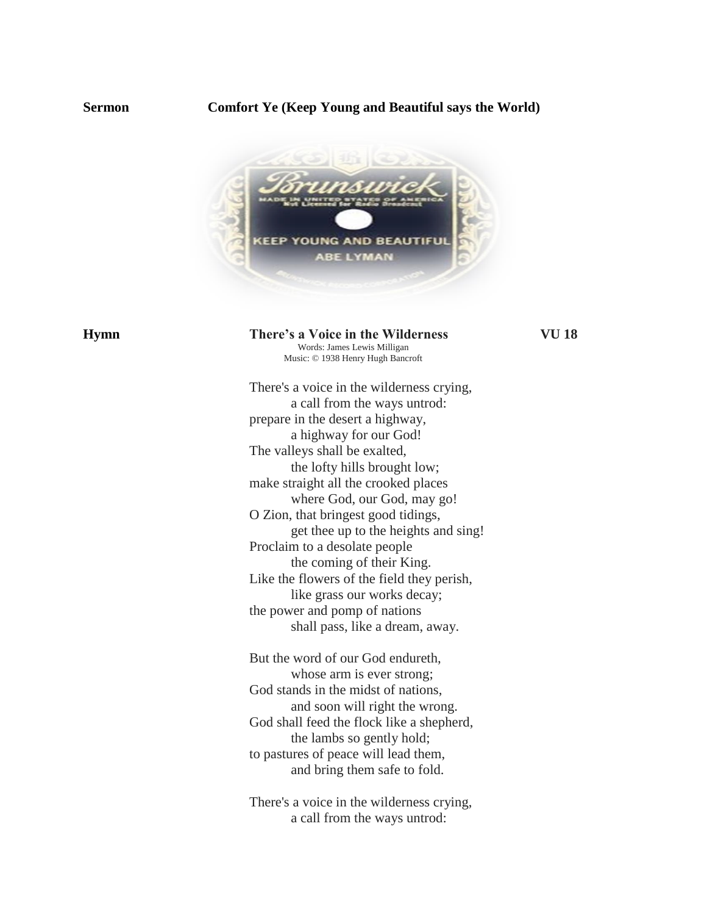**Sermon** **Comfort Ye (Keep Young and Beautiful says the World)**

**Hymn** **There's a Voice in the Wilderness** **VU 18**

Words: James Lewis Milligan
Music: © 1938 Henry Hugh Bancroft

There's a voice in the wilderness crying,
  a call from the ways untrod:
prepare in the desert a highway,
  a highway for our God!
The valleys shall be exalted,
  the lofty hills brought low;
make straight all the crooked places
  where God, our God, may go!
O Zion, that bringest good tidings,
  get thee up to the heights and sing!
Proclaim to a desolate people
  the coming of their King.
Like the flowers of the field they perish,
  like grass our works decay;
the power and pomp of nations
  shall pass, like a dream, away.

But the word of our God endureth,
  whose arm is ever strong;
God stands in the midst of nations,
  and soon will right the wrong.
God shall feed the flock like a shepherd,
  the lambs so gently hold;
to pastures of peace will lead them,
  and bring them safe to fold.

There's a voice in the wilderness crying,
  a call from the ways untrod: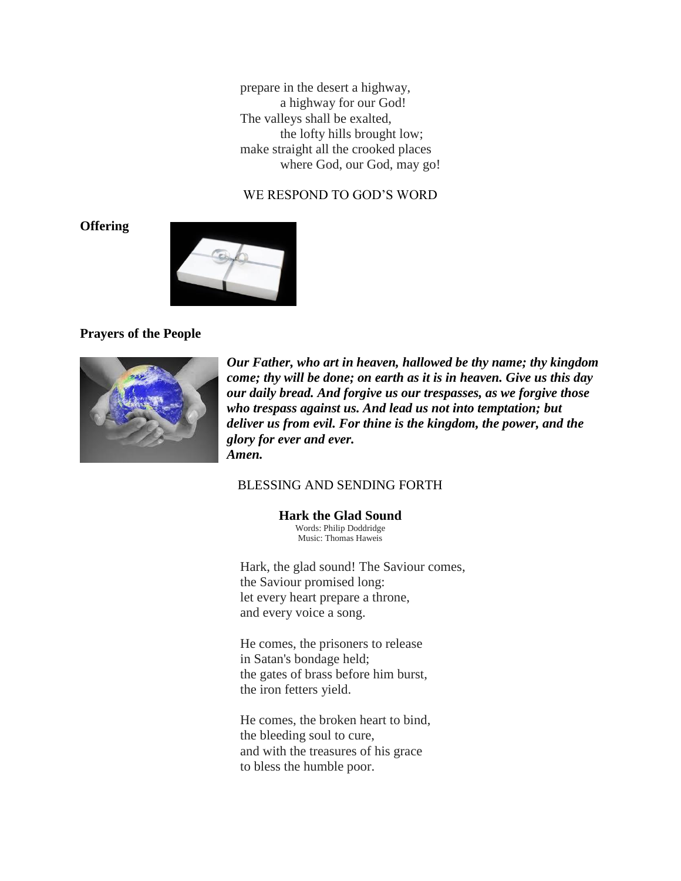prepare in the desert a highway,
        a highway for our God!
The valleys shall be exalted,
        the lofty hills brought low;
make straight all the crooked places
        where God, our God, may go!

WE RESPOND TO GOD'S WORD

**Offering**

**Prayers of the People**

***Our Father, who art in heaven, hallowed be thy name; thy kingdom come; thy will be done; on earth as it is in heaven. Give us this day our daily bread. And forgive us our trespasses, as we forgive those who trespass against us. And lead us not into temptation; but deliver us from evil. For thine is the kingdom, the power, and the glory for ever and ever.***
***Amen.***

BLESSING AND SENDING FORTH

**Hark the Glad Sound**
Words: Philip Doddridge
Music: Thomas Haweis

Hark, the glad sound! The Saviour comes,
the Saviour promised long:
let every heart prepare a throne,
and every voice a song.

He comes, the prisoners to release
in Satan's bondage held;
the gates of brass before him burst,
the iron fetters yield.

He comes, the broken heart to bind,
the bleeding soul to cure,
and with the treasures of his grace
to bless the humble poor.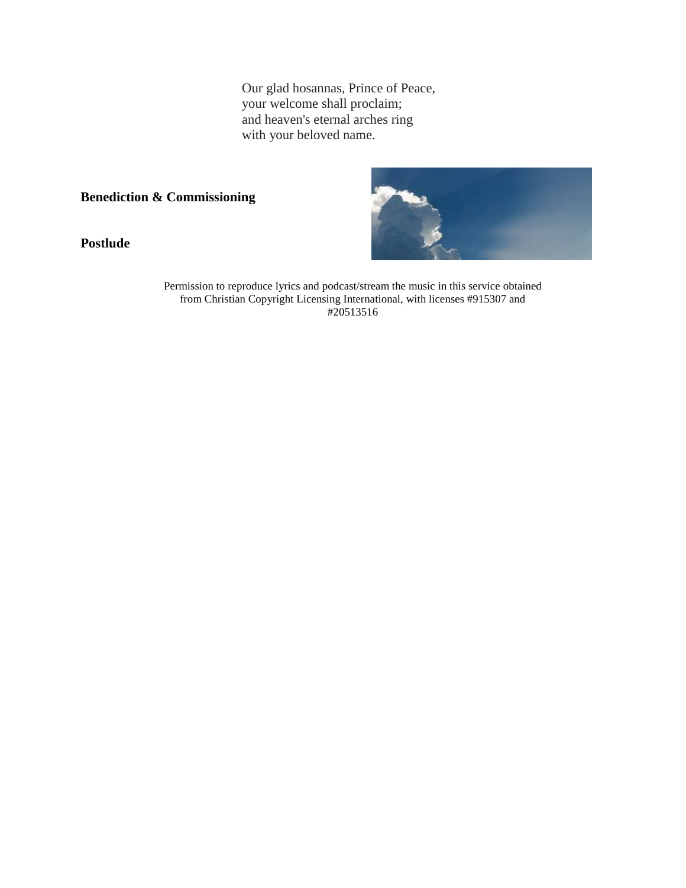Our glad hosannas, Prince of Peace,
your welcome shall proclaim;
and heaven's eternal arches ring
with your beloved name.

**Benediction & Commissioning**

**Postlude**

Permission to reproduce lyrics and podcast/stream the music in this service obtained from Christian Copyright Licensing International, with licenses #915307 and #20513516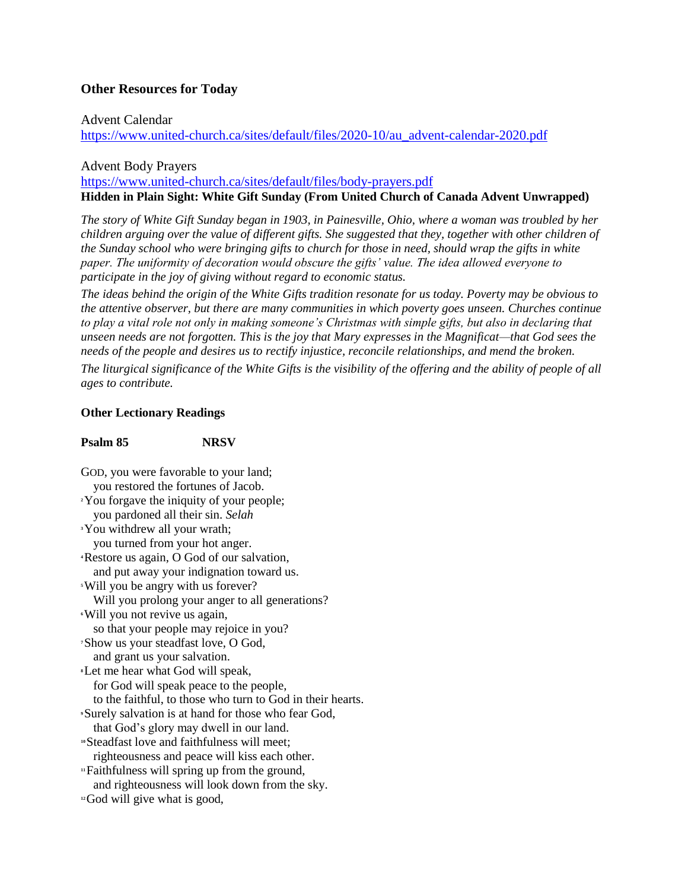**Other Resources for Today**

Advent Calendar
https://www.united-church.ca/sites/default/files/2020-10/au_advent-calendar-2020.pdf

Advent Body Prayers
https://www.united-church.ca/sites/default/files/body-prayers.pdf

**Hidden in Plain Sight: White Gift Sunday (From United Church of Canada Advent Unwrapped)**

*The story of White Gift Sunday began in 1903, in Painesville, Ohio, where a woman was troubled by her children arguing over the value of different gifts. She suggested that they, together with other children of the Sunday school who were bringing gifts to church for those in need, should wrap the gifts in white paper. The uniformity of decoration would obscure the gifts' value. The idea allowed everyone to participate in the joy of giving without regard to economic status.*

*The ideas behind the origin of the White Gifts tradition resonate for us today. Poverty may be obvious to the attentive observer, but there are many communities in which poverty goes unseen. Churches continue to play a vital role not only in making someone's Christmas with simple gifts, but also in declaring that unseen needs are not forgotten. This is the joy that Mary expresses in the Magnificat—that God sees the needs of the people and desires us to rectify injustice, reconcile relationships, and mend the broken.*

*The liturgical significance of the White Gifts is the visibility of the offering and the ability of people of all ages to contribute.*

**Other Lectionary Readings**

**Psalm 85 NRSV**

GOD, you were favorable to your land;
  you restored the fortunes of Jacob.
[2] You forgave the iniquity of your people;
  you pardoned all their sin. *Selah*
[3] You withdrew all your wrath;
  you turned from your hot anger.
[4] Restore us again, O God of our salvation,
  and put away your indignation toward us.
[5] Will you be angry with us forever?
  Will you prolong your anger to all generations?
[6] Will you not revive us again,
  so that your people may rejoice in you?
[7] Show us your steadfast love, O God,
  and grant us your salvation.
[8] Let me hear what God will speak,
  for God will speak peace to the people,
  to the faithful, to those who turn to God in their hearts.
[9] Surely salvation is at hand for those who fear God,
  that God's glory may dwell in our land.
[10] Steadfast love and faithfulness will meet;
  righteousness and peace will kiss each other.
[11] Faithfulness will spring up from the ground,
  and righteousness will look down from the sky.
[12] God will give what is good,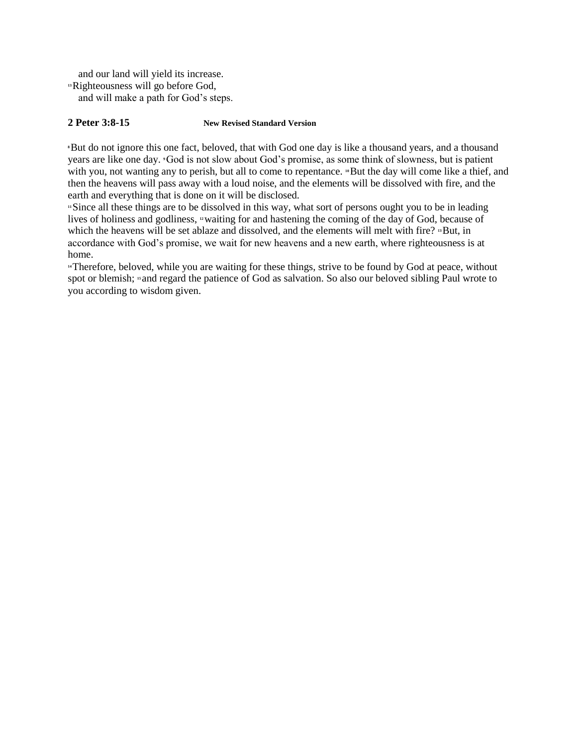and our land will yield its increase.
[13]Righteousness will go before God,
and will make a path for God's steps.

## 2 Peter 3:8-15 **New Revised Standard Version**

[8]But do not ignore this one fact, beloved, that with God one day is like a thousand years, and a thousand years are like one day. [9]God is not slow about God's promise, as some think of slowness, but is patient with you, not wanting any to perish, but all to come to repentance. [10]But the day will come like a thief, and then the heavens will pass away with a loud noise, and the elements will be dissolved with fire, and the earth and everything that is done on it will be disclosed.

[11]Since all these things are to be dissolved in this way, what sort of persons ought you to be in leading lives of holiness and godliness, [12]waiting for and hastening the coming of the day of God, because of which the heavens will be set ablaze and dissolved, and the elements will melt with fire? [13]But, in accordance with God's promise, we wait for new heavens and a new earth, where righteousness is at home.

[14]Therefore, beloved, while you are waiting for these things, strive to be found by God at peace, without spot or blemish; [15]and regard the patience of God as salvation. So also our beloved sibling Paul wrote to you according to wisdom given.